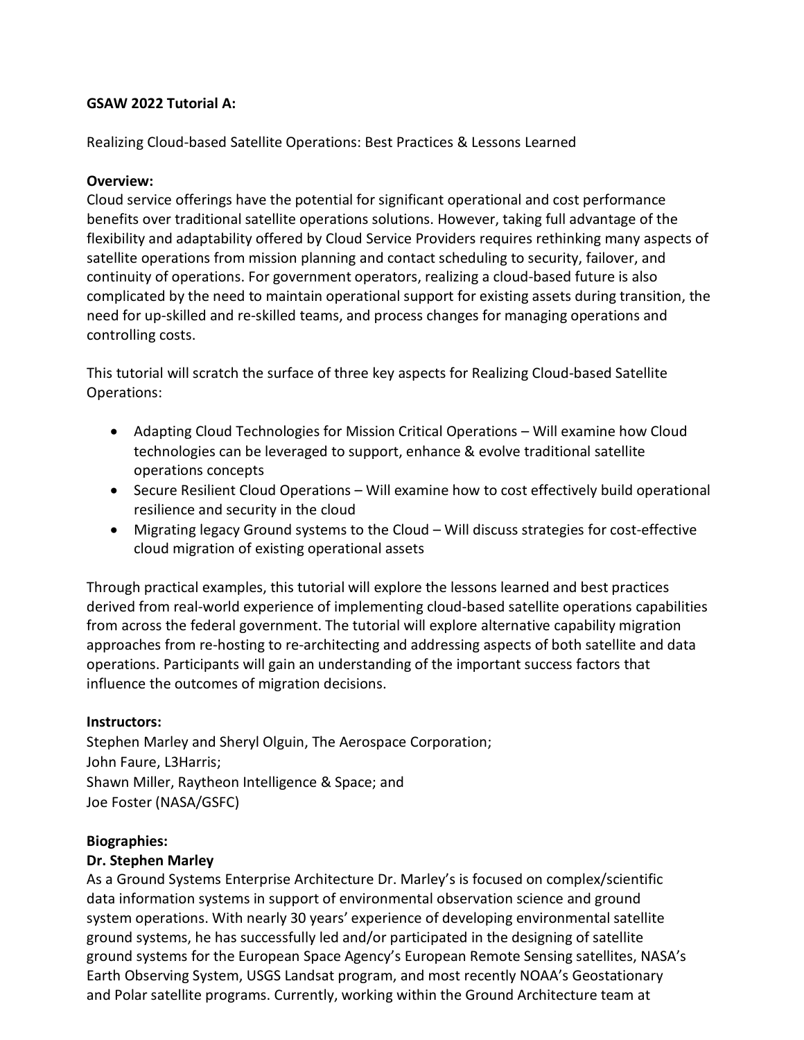**GSAW 2022 Tutorial A:**

Realizing Cloud-based Satellite Operations: Best Practices & Lessons Learned

**Overview:**

Cloud service offerings have the potential for significant operational and cost performance benefits over traditional satellite operations solutions. However, taking full advantage of the flexibility and adaptability offered by Cloud Service Providers requires rethinking many aspects of satellite operations from mission planning and contact scheduling to security, failover, and continuity of operations. For government operators, realizing a cloud-based future is also complicated by the need to maintain operational support for existing assets during transition, the need for up-skilled and re-skilled teams, and process changes for managing operations and controlling costs.

This tutorial will scratch the surface of three key aspects for Realizing Cloud-based Satellite Operations:

- Adapting Cloud Technologies for Mission Critical Operations – Will examine how Cloud technologies can be leveraged to support, enhance & evolve traditional satellite operations concepts
- Secure Resilient Cloud Operations – Will examine how to cost effectively build operational resilience and security in the cloud
- Migrating legacy Ground systems to the Cloud – Will discuss strategies for cost-effective cloud migration of existing operational assets

Through practical examples, this tutorial will explore the lessons learned and best practices derived from real-world experience of implementing cloud-based satellite operations capabilities from across the federal government. The tutorial will explore alternative capability migration approaches from re-hosting to re-architecting and addressing aspects of both satellite and data operations. Participants will gain an understanding of the important success factors that influence the outcomes of migration decisions.

**Instructors:**

Stephen Marley and Sheryl Olguin, The Aerospace Corporation;
John Faure, L3Harris;
Shawn Miller, Raytheon Intelligence & Space; and
Joe Foster (NASA/GSFC)

**Biographies:**

**Dr. Stephen Marley**

As a Ground Systems Enterprise Architecture Dr. Marley's is focused on complex/scientific data information systems in support of environmental observation science and ground system operations. With nearly 30 years' experience of developing environmental satellite ground systems, he has successfully led and/or participated in the designing of satellite ground systems for the European Space Agency's European Remote Sensing satellites, NASA's Earth Observing System, USGS Landsat program, and most recently NOAA's Geostationary and Polar satellite programs. Currently, working within the Ground Architecture team at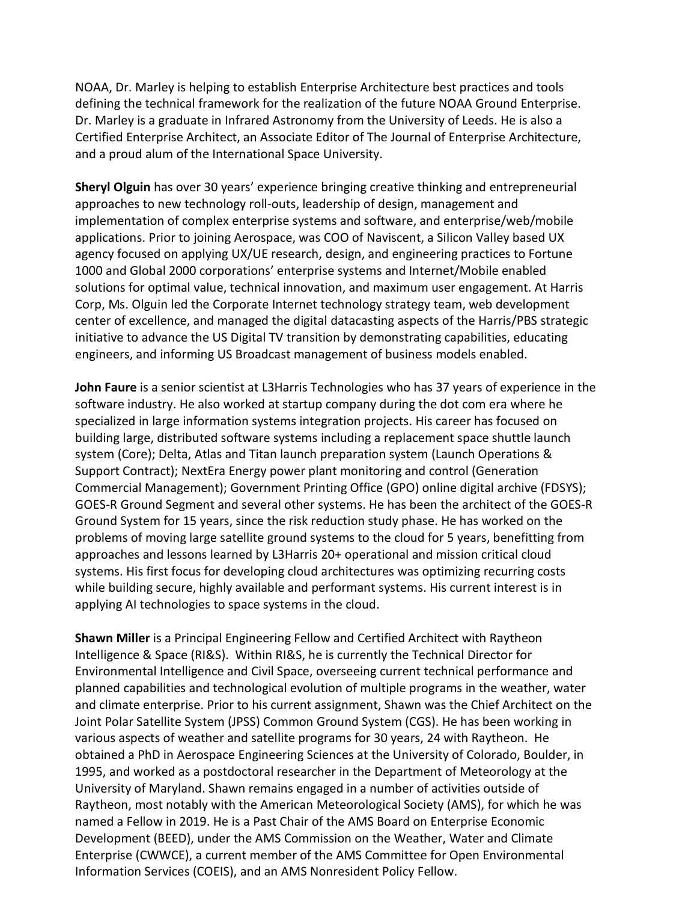NOAA, Dr. Marley is helping to establish Enterprise Architecture best practices and tools defining the technical framework for the realization of the future NOAA Ground Enterprise. Dr. Marley is a graduate in Infrared Astronomy from the University of Leeds. He is also a Certified Enterprise Architect, an Associate Editor of The Journal of Enterprise Architecture, and a proud alum of the International Space University.

**Sheryl Olguin** has over 30 years' experience bringing creative thinking and entrepreneurial approaches to new technology roll-outs, leadership of design, management and implementation of complex enterprise systems and software, and enterprise/web/mobile applications. Prior to joining Aerospace, was COO of Naviscent, a Silicon Valley based UX agency focused on applying UX/UE research, design, and engineering practices to Fortune 1000 and Global 2000 corporations' enterprise systems and Internet/Mobile enabled solutions for optimal value, technical innovation, and maximum user engagement. At Harris Corp, Ms. Olguin led the Corporate Internet technology strategy team, web development center of excellence, and managed the digital datacasting aspects of the Harris/PBS strategic initiative to advance the US Digital TV transition by demonstrating capabilities, educating engineers, and informing US Broadcast management of business models enabled.

**John Faure** is a senior scientist at L3Harris Technologies who has 37 years of experience in the software industry. He also worked at startup company during the dot com era where he specialized in large information systems integration projects. His career has focused on building large, distributed software systems including a replacement space shuttle launch system (Core); Delta, Atlas and Titan launch preparation system (Launch Operations & Support Contract); NextEra Energy power plant monitoring and control (Generation Commercial Management); Government Printing Office (GPO) online digital archive (FDSYS); GOES-R Ground Segment and several other systems. He has been the architect of the GOES-R Ground System for 15 years, since the risk reduction study phase. He has worked on the problems of moving large satellite ground systems to the cloud for 5 years, benefitting from approaches and lessons learned by L3Harris 20+ operational and mission critical cloud systems. His first focus for developing cloud architectures was optimizing recurring costs while building secure, highly available and performant systems. His current interest is in applying AI technologies to space systems in the cloud.

**Shawn Miller** is a Principal Engineering Fellow and Certified Architect with Raytheon Intelligence & Space (RI&S). Within RI&S, he is currently the Technical Director for Environmental Intelligence and Civil Space, overseeing current technical performance and planned capabilities and technological evolution of multiple programs in the weather, water and climate enterprise. Prior to his current assignment, Shawn was the Chief Architect on the Joint Polar Satellite System (JPSS) Common Ground System (CGS). He has been working in various aspects of weather and satellite programs for 30 years, 24 with Raytheon. He obtained a PhD in Aerospace Engineering Sciences at the University of Colorado, Boulder, in 1995, and worked as a postdoctoral researcher in the Department of Meteorology at the University of Maryland. Shawn remains engaged in a number of activities outside of Raytheon, most notably with the American Meteorological Society (AMS), for which he was named a Fellow in 2019. He is a Past Chair of the AMS Board on Enterprise Economic Development (BEED), under the AMS Commission on the Weather, Water and Climate Enterprise (CWWCE), a current member of the AMS Committee for Open Environmental Information Services (COEIS), and an AMS Nonresident Policy Fellow.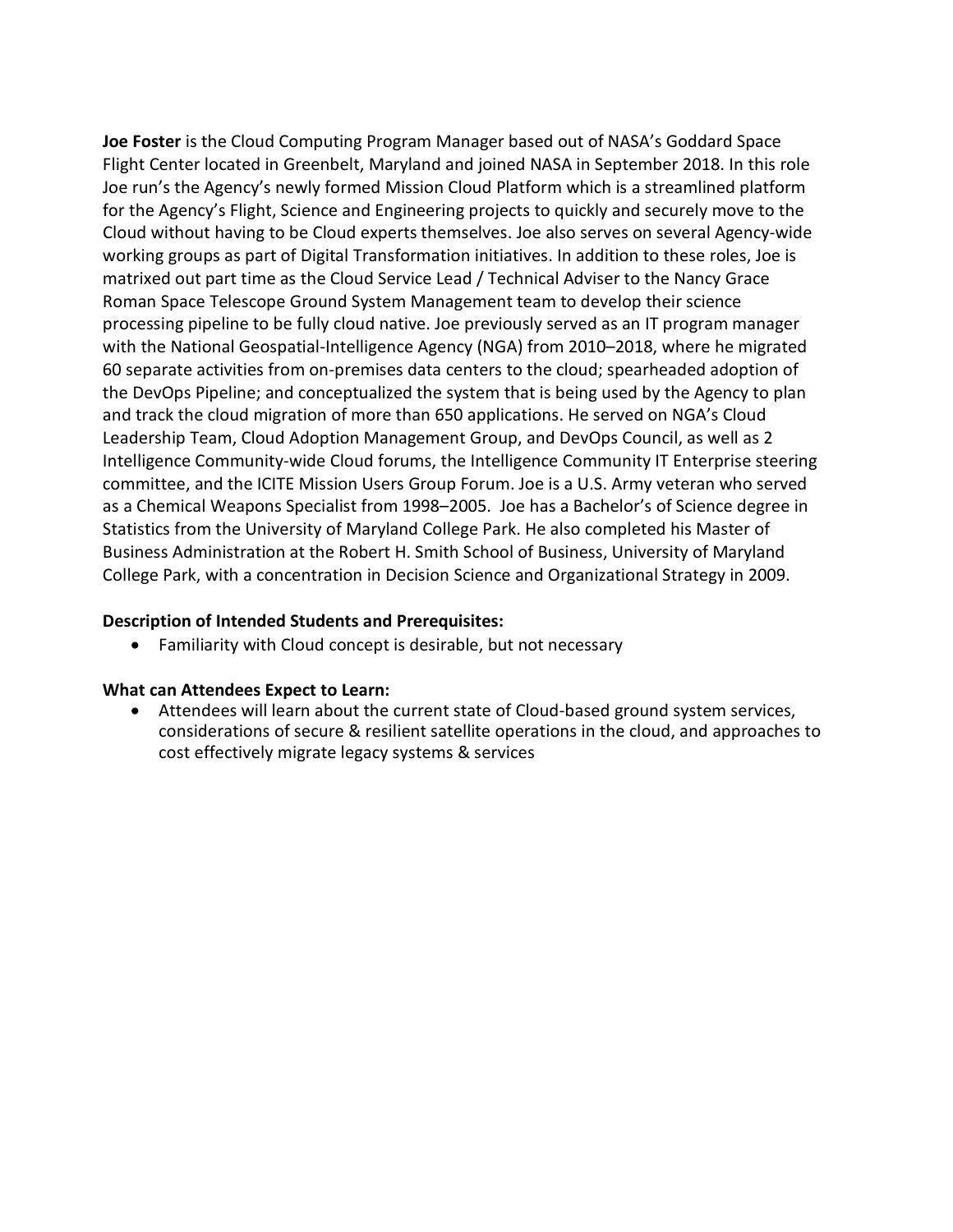**Joe Foster** is the Cloud Computing Program Manager based out of NASA's Goddard Space Flight Center located in Greenbelt, Maryland and joined NASA in September 2018. In this role Joe run's the Agency's newly formed Mission Cloud Platform which is a streamlined platform for the Agency's Flight, Science and Engineering projects to quickly and securely move to the Cloud without having to be Cloud experts themselves. Joe also serves on several Agency-wide working groups as part of Digital Transformation initiatives. In addition to these roles, Joe is matrixed out part time as the Cloud Service Lead / Technical Adviser to the Nancy Grace Roman Space Telescope Ground System Management team to develop their science processing pipeline to be fully cloud native. Joe previously served as an IT program manager with the National Geospatial-Intelligence Agency (NGA) from 2010–2018, where he migrated 60 separate activities from on-premises data centers to the cloud; spearheaded adoption of the DevOps Pipeline; and conceptualized the system that is being used by the Agency to plan and track the cloud migration of more than 650 applications. He served on NGA's Cloud Leadership Team, Cloud Adoption Management Group, and DevOps Council, as well as 2 Intelligence Community-wide Cloud forums, the Intelligence Community IT Enterprise steering committee, and the ICITE Mission Users Group Forum. Joe is a U.S. Army veteran who served as a Chemical Weapons Specialist from 1998–2005. Joe has a Bachelor's of Science degree in Statistics from the University of Maryland College Park. He also completed his Master of Business Administration at the Robert H. Smith School of Business, University of Maryland College Park, with a concentration in Decision Science and Organizational Strategy in 2009.

**Description of Intended Students and Prerequisites:**

- Familiarity with Cloud concept is desirable, but not necessary

**What can Attendees Expect to Learn:**

- Attendees will learn about the current state of Cloud-based ground system services, considerations of secure & resilient satellite operations in the cloud, and approaches to cost effectively migrate legacy systems & services